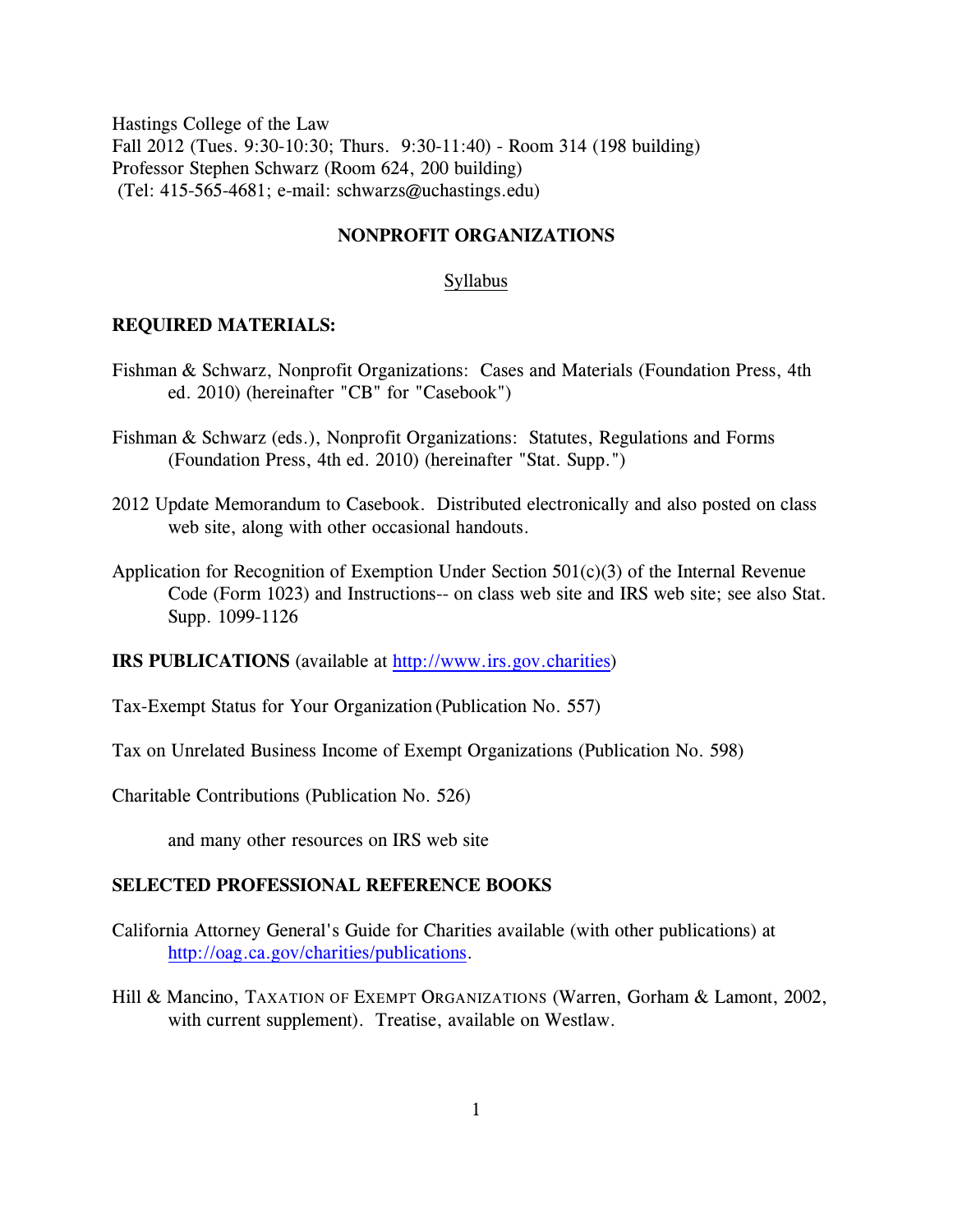Hastings College of the Law
Fall 2012 (Tues. 9:30-10:30; Thurs. 9:30-11:40) - Room 314 (198 building)
Professor Stephen Schwarz (Room 624, 200 building)
(Tel: 415-565-4681; e-mail: schwarzs@uchastings.edu)

## NONPROFIT ORGANIZATIONS

Syllabus

### REQUIRED MATERIALS:

Fishman & Schwarz, Nonprofit Organizations: Cases and Materials (Foundation Press, 4th ed. 2010) (hereinafter "CB" for "Casebook")

Fishman & Schwarz (eds.), Nonprofit Organizations: Statutes, Regulations and Forms (Foundation Press, 4th ed. 2010) (hereinafter "Stat. Supp.")

2012 Update Memorandum to Casebook. Distributed electronically and also posted on class web site, along with other occasional handouts.

Application for Recognition of Exemption Under Section 501(c)(3) of the Internal Revenue Code (Form 1023) and Instructions-- on class web site and IRS web site; see also Stat. Supp. 1099-1126

**IRS PUBLICATIONS** (available at http://www.irs.gov.charities)

Tax-Exempt Status for Your Organization (Publication No. 557)

Tax on Unrelated Business Income of Exempt Organizations (Publication No. 598)

Charitable Contributions (Publication No. 526)

and many other resources on IRS web site

### SELECTED PROFESSIONAL REFERENCE BOOKS

California Attorney General's Guide for Charities available (with other publications) at http://oag.ca.gov/charities/publications.

Hill & Mancino, TAXATION OF EXEMPT ORGANIZATIONS (Warren, Gorham & Lamont, 2002, with current supplement). Treatise, available on Westlaw.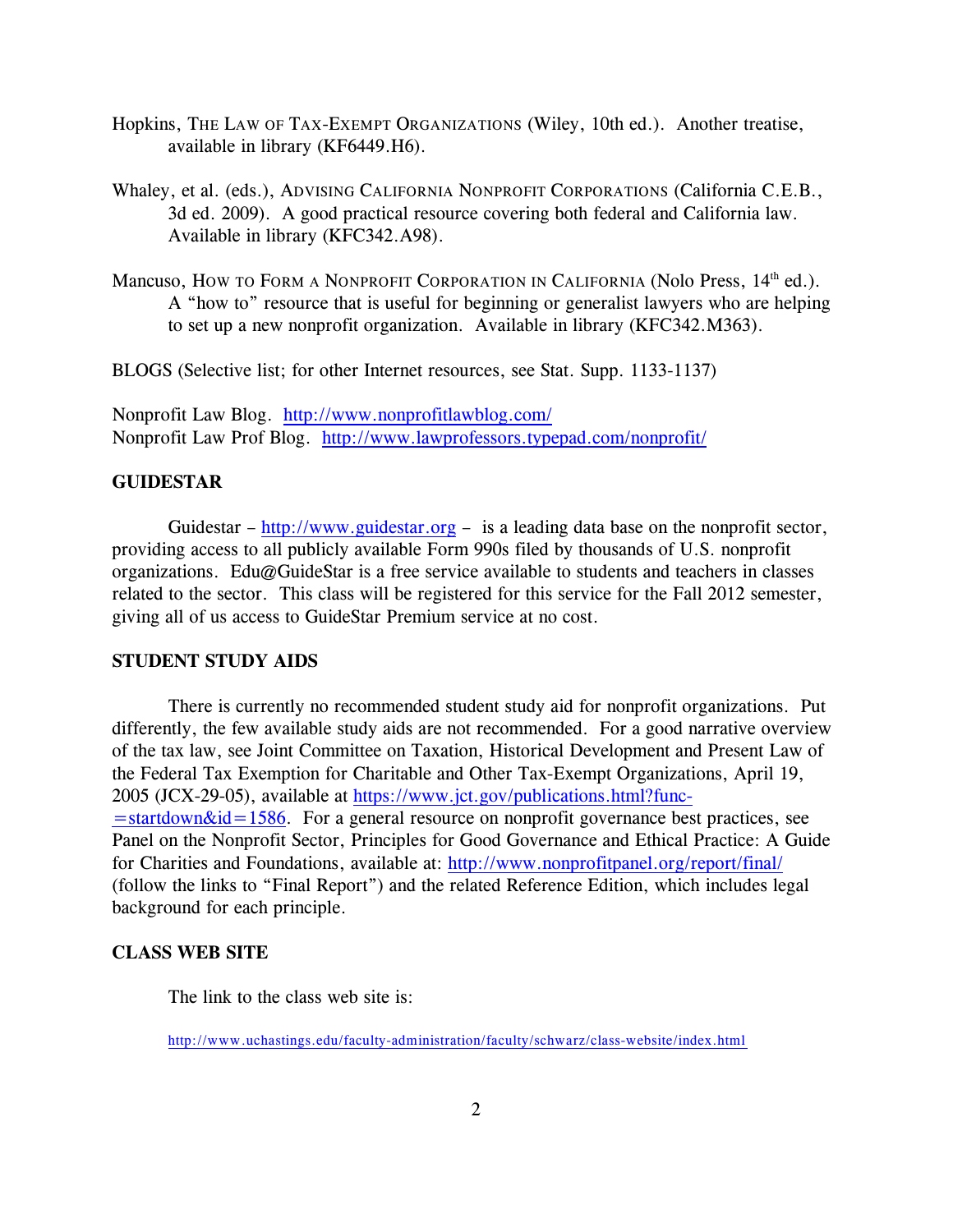Hopkins, THE LAW OF TAX-EXEMPT ORGANIZATIONS (Wiley, 10th ed.). Another treatise, available in library (KF6449.H6).

Whaley, et al. (eds.), ADVISING CALIFORNIA NONPROFIT CORPORATIONS (California C.E.B., 3d ed. 2009). A good practical resource covering both federal and California law. Available in library (KFC342.A98).

Mancuso, HOW TO FORM A NONPROFIT CORPORATION IN CALIFORNIA (Nolo Press, 14th ed.). A "how to" resource that is useful for beginning or generalist lawyers who are helping to set up a new nonprofit organization. Available in library (KFC342.M363).

BLOGS (Selective list; for other Internet resources, see Stat. Supp. 1133-1137)

Nonprofit Law Blog. http://www.nonprofitlawblog.com/
Nonprofit Law Prof Blog. http://www.lawprofessors.typepad.com/nonprofit/

**GUIDESTAR**

Guidestar – http://www.guidestar.org – is a leading data base on the nonprofit sector, providing access to all publicly available Form 990s filed by thousands of U.S. nonprofit organizations. Edu@GuideStar is a free service available to students and teachers in classes related to the sector. This class will be registered for this service for the Fall 2012 semester, giving all of us access to GuideStar Premium service at no cost.

**STUDENT STUDY AIDS**

There is currently no recommended student study aid for nonprofit organizations. Put differently, the few available study aids are not recommended. For a good narrative overview of the tax law, see Joint Committee on Taxation, Historical Development and Present Law of the Federal Tax Exemption for Charitable and Other Tax-Exempt Organizations, April 19, 2005 (JCX-29-05), available at https://www.jct.gov/publications.html?func-=startdown&id=1586. For a general resource on nonprofit governance best practices, see Panel on the Nonprofit Sector, Principles for Good Governance and Ethical Practice: A Guide for Charities and Foundations, available at: http://www.nonprofitpanel.org/report/final/ (follow the links to "Final Report") and the related Reference Edition, which includes legal background for each principle.

**CLASS WEB SITE**

The link to the class web site is:

http://www.uchastings.edu/faculty-administration/faculty/schwarz/class-website/index.html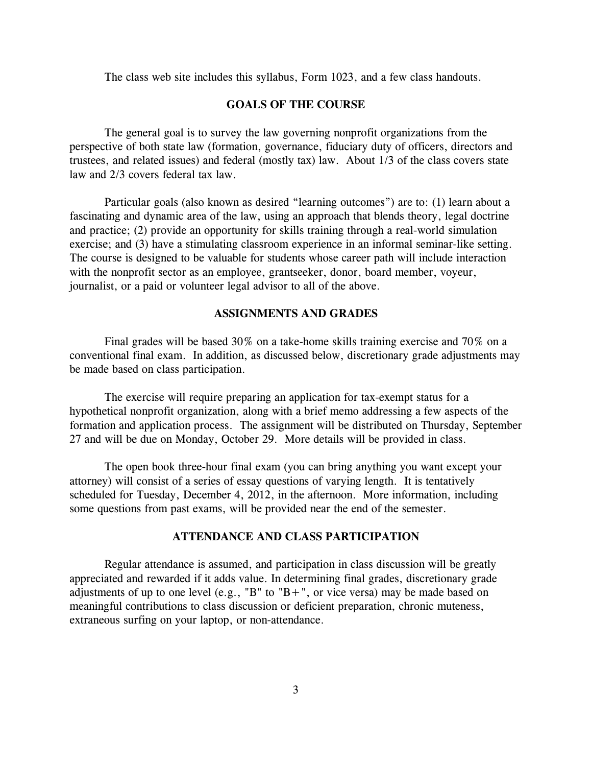The class web site includes this syllabus, Form 1023, and a few class handouts.

## GOALS OF THE COURSE

The general goal is to survey the law governing nonprofit organizations from the perspective of both state law (formation, governance, fiduciary duty of officers, directors and trustees, and related issues) and federal (mostly tax) law. About 1/3 of the class covers state law and 2/3 covers federal tax law.

Particular goals (also known as desired "learning outcomes") are to: (1) learn about a fascinating and dynamic area of the law, using an approach that blends theory, legal doctrine and practice; (2) provide an opportunity for skills training through a real-world simulation exercise; and (3) have a stimulating classroom experience in an informal seminar-like setting. The course is designed to be valuable for students whose career path will include interaction with the nonprofit sector as an employee, grantseeker, donor, board member, voyeur, journalist, or a paid or volunteer legal advisor to all of the above.

## ASSIGNMENTS AND GRADES

Final grades will be based 30% on a take-home skills training exercise and 70% on a conventional final exam. In addition, as discussed below, discretionary grade adjustments may be made based on class participation.

The exercise will require preparing an application for tax-exempt status for a hypothetical nonprofit organization, along with a brief memo addressing a few aspects of the formation and application process. The assignment will be distributed on Thursday, September 27 and will be due on Monday, October 29. More details will be provided in class.

The open book three-hour final exam (you can bring anything you want except your attorney) will consist of a series of essay questions of varying length. It is tentatively scheduled for Tuesday, December 4, 2012, in the afternoon. More information, including some questions from past exams, will be provided near the end of the semester.

## ATTENDANCE AND CLASS PARTICIPATION

Regular attendance is assumed, and participation in class discussion will be greatly appreciated and rewarded if it adds value. In determining final grades, discretionary grade adjustments of up to one level (e.g., "B" to "B+", or vice versa) may be made based on meaningful contributions to class discussion or deficient preparation, chronic muteness, extraneous surfing on your laptop, or non-attendance.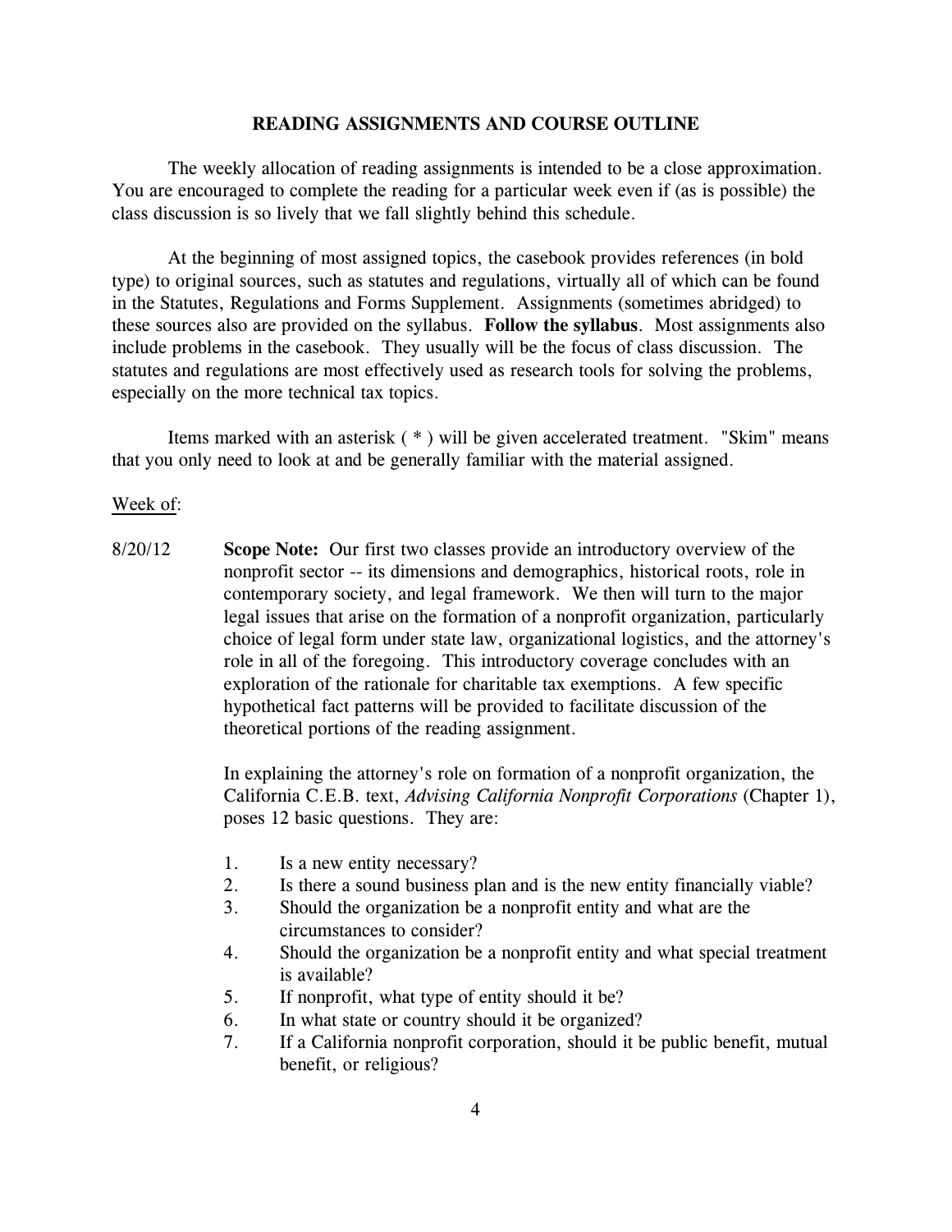## READING ASSIGNMENTS AND COURSE OUTLINE

The weekly allocation of reading assignments is intended to be a close approximation. You are encouraged to complete the reading for a particular week even if (as is possible) the class discussion is so lively that we fall slightly behind this schedule.

At the beginning of most assigned topics, the casebook provides references (in bold type) to original sources, such as statutes and regulations, virtually all of which can be found in the Statutes, Regulations and Forms Supplement. Assignments (sometimes abridged) to these sources also are provided on the syllabus. **Follow the syllabus**. Most assignments also include problems in the casebook. They usually will be the focus of class discussion. The statutes and regulations are most effectively used as research tools for solving the problems, especially on the more technical tax topics.

Items marked with an asterisk ( * ) will be given accelerated treatment. "Skim" means that you only need to look at and be generally familiar with the material assigned.

Week of:

8/20/12 **Scope Note:** Our first two classes provide an introductory overview of the nonprofit sector -- its dimensions and demographics, historical roots, role in contemporary society, and legal framework. We then will turn to the major legal issues that arise on the formation of a nonprofit organization, particularly choice of legal form under state law, organizational logistics, and the attorney's role in all of the foregoing. This introductory coverage concludes with an exploration of the rationale for charitable tax exemptions. A few specific hypothetical fact patterns will be provided to facilitate discussion of the theoretical portions of the reading assignment.

In explaining the attorney's role on formation of a nonprofit organization, the California C.E.B. text, *Advising California Nonprofit Corporations* (Chapter 1), poses 12 basic questions. They are:

1. Is a new entity necessary?
2. Is there a sound business plan and is the new entity financially viable?
3. Should the organization be a nonprofit entity and what are the circumstances to consider?
4. Should the organization be a nonprofit entity and what special treatment is available?
5. If nonprofit, what type of entity should it be?
6. In what state or country should it be organized?
7. If a California nonprofit corporation, should it be public benefit, mutual benefit, or religious?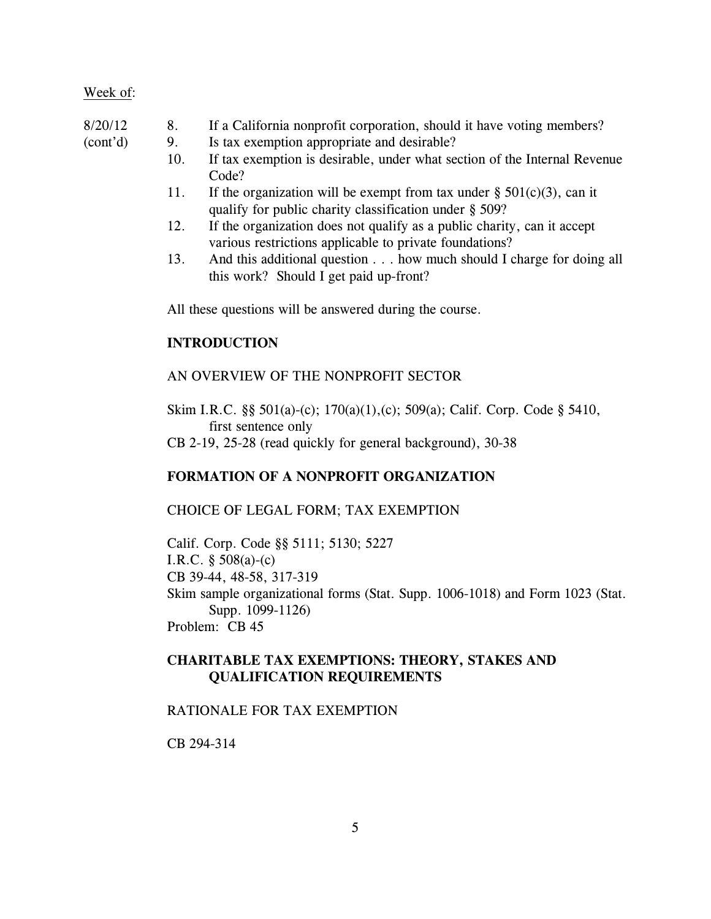Week of:

8/20/12 (cont'd)

8. If a California nonprofit corporation, should it have voting members?
9. Is tax exemption appropriate and desirable?
10. If tax exemption is desirable, under what section of the Internal Revenue Code?
11. If the organization will be exempt from tax under § 501(c)(3), can it qualify for public charity classification under § 509?
12. If the organization does not qualify as a public charity, can it accept various restrictions applicable to private foundations?
13. And this additional question . . . how much should I charge for doing all this work? Should I get paid up-front?

All these questions will be answered during the course.

**INTRODUCTION**

AN OVERVIEW OF THE NONPROFIT SECTOR

Skim I.R.C. §§ 501(a)-(c); 170(a)(1),(c); 509(a); Calif. Corp. Code § 5410, first sentence only
CB 2-19, 25-28 (read quickly for general background), 30-38

**FORMATION OF A NONPROFIT ORGANIZATION**

CHOICE OF LEGAL FORM; TAX EXEMPTION

Calif. Corp. Code §§ 5111; 5130; 5227
I.R.C. § 508(a)-(c)
CB 39-44, 48-58, 317-319
Skim sample organizational forms (Stat. Supp. 1006-1018) and Form 1023 (Stat. Supp. 1099-1126)
Problem: CB 45

**CHARITABLE TAX EXEMPTIONS: THEORY, STAKES AND QUALIFICATION REQUIREMENTS**

RATIONALE FOR TAX EXEMPTION

CB 294-314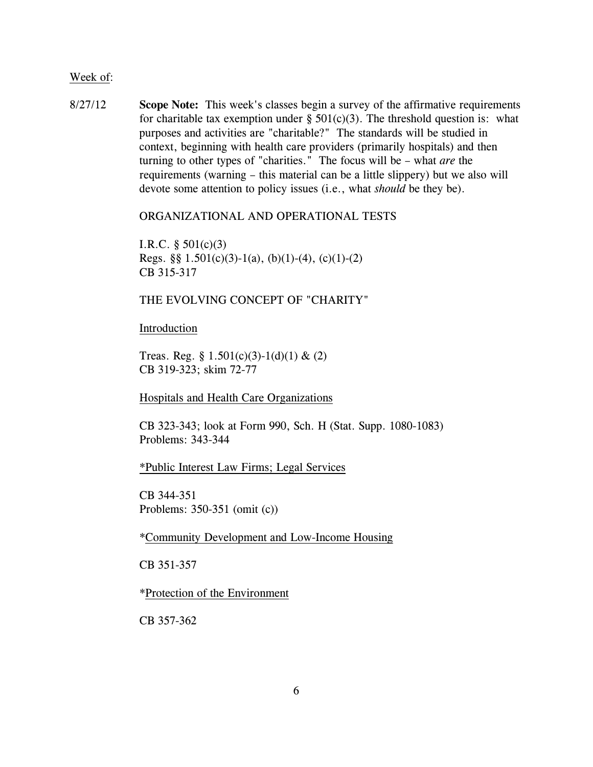<u>Week of</u>:

8/27/12 **Scope Note:** This week's classes begin a survey of the affirmative requirements for charitable tax exemption under § 501(c)(3). The threshold question is: what purposes and activities are "charitable?" The standards will be studied in context, beginning with health care providers (primarily hospitals) and then turning to other types of "charities." The focus will be – what *are* the requirements (warning – this material can be a little slippery) but we also will devote some attention to policy issues (i.e., what *should* be they be).

ORGANIZATIONAL AND OPERATIONAL TESTS

I.R.C. § 501(c)(3)
Regs. §§ 1.501(c)(3)-1(a), (b)(1)-(4), (c)(1)-(2)
CB 315-317

THE EVOLVING CONCEPT OF "CHARITY"

<u>Introduction</u>

Treas. Reg. § 1.501(c)(3)-1(d)(1) & (2)
CB 319-323; skim 72-77

<u>Hospitals and Health Care Organizations</u>

CB 323-343; look at Form 990, Sch. H (Stat. Supp. 1080-1083)
Problems: 343-344

*<u>Public Interest Law Firms; Legal Services</u>

CB 344-351
Problems: 350-351 (omit (c))

*<u>Community Development and Low-Income Housing</u>

CB 351-357

*<u>Protection of the Environment</u>

CB 357-362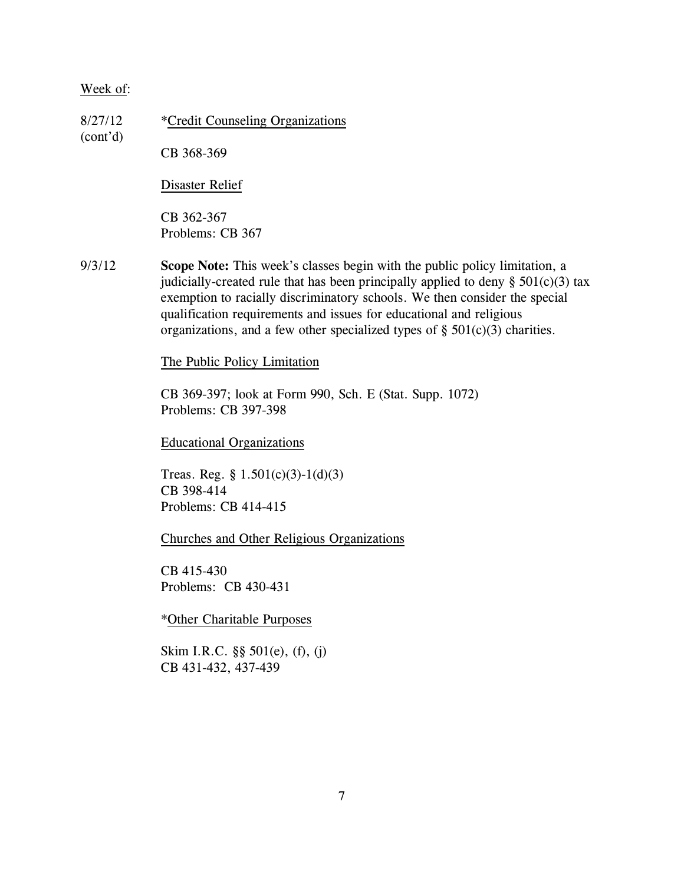Week of:

8/27/12 (cont'd)

*Credit Counseling Organizations

CB 368-369

Disaster Relief

CB 362-367
Problems: CB 367

9/3/12

**Scope Note:** This week's classes begin with the public policy limitation, a judicially-created rule that has been principally applied to deny § 501(c)(3) tax exemption to racially discriminatory schools. We then consider the special qualification requirements and issues for educational and religious organizations, and a few other specialized types of § 501(c)(3) charities.

The Public Policy Limitation

CB 369-397; look at Form 990, Sch. E (Stat. Supp. 1072)
Problems: CB 397-398

Educational Organizations

Treas. Reg. § 1.501(c)(3)-1(d)(3)
CB 398-414
Problems: CB 414-415

Churches and Other Religious Organizations

CB 415-430
Problems: CB 430-431

*Other Charitable Purposes

Skim I.R.C. §§ 501(e), (f), (j)
CB 431-432, 437-439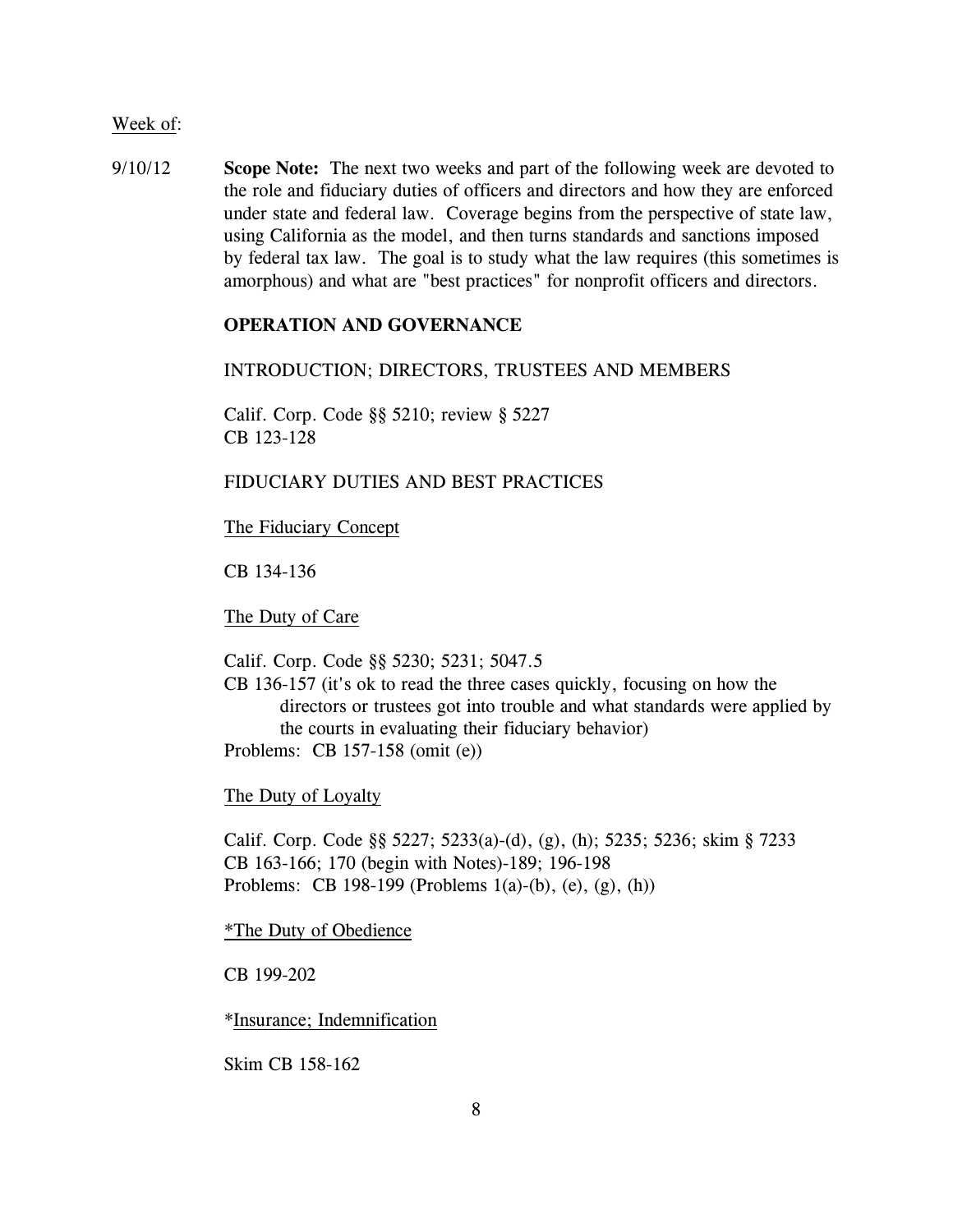<u>Week of</u>:

9/10/12 **Scope Note:** The next two weeks and part of the following week are devoted to the role and fiduciary duties of officers and directors and how they are enforced under state and federal law. Coverage begins from the perspective of state law, using California as the model, and then turns standards and sanctions imposed by federal tax law. The goal is to study what the law requires (this sometimes is amorphous) and what are "best practices" for nonprofit officers and directors.

**OPERATION AND GOVERNANCE**

INTRODUCTION; DIRECTORS, TRUSTEES AND MEMBERS

Calif. Corp. Code §§ 5210; review § 5227
CB 123-128

FIDUCIARY DUTIES AND BEST PRACTICES

<u>The Fiduciary Concept</u>

CB 134-136

<u>The Duty of Care</u>

Calif. Corp. Code §§ 5230; 5231; 5047.5
CB 136-157 (it's ok to read the three cases quickly, focusing on how the directors or trustees got into trouble and what standards were applied by the courts in evaluating their fiduciary behavior)
Problems: CB 157-158 (omit (e))

<u>The Duty of Loyalty</u>

Calif. Corp. Code §§ 5227; 5233(a)-(d), (g), (h); 5235; 5236; skim § 7233
CB 163-166; 170 (begin with Notes)-189; 196-198
Problems: CB 198-199 (Problems 1(a)-(b), (e), (g), (h))

*<u>The Duty of Obedience</u>

CB 199-202

*<u>Insurance; Indemnification</u>

Skim CB 158-162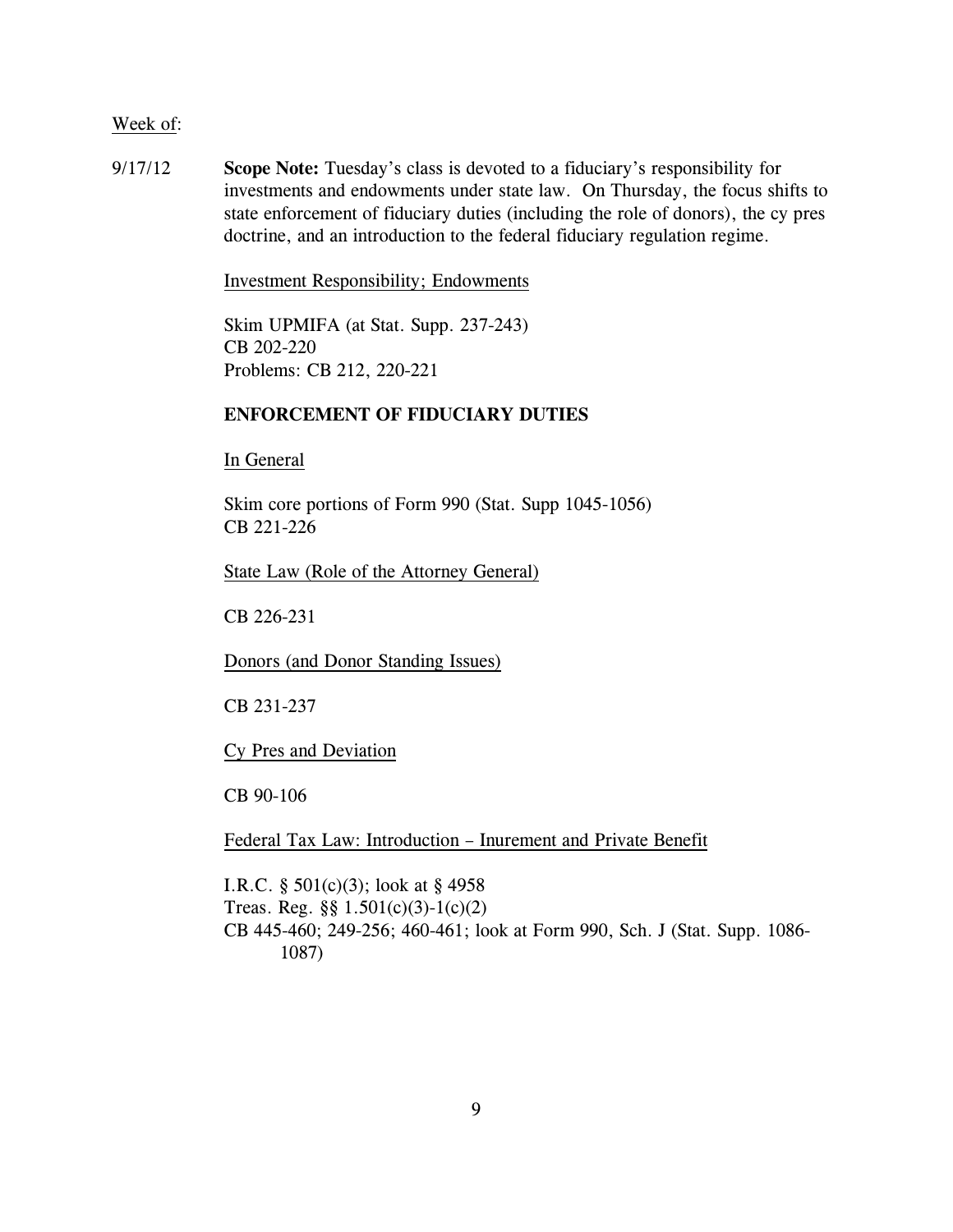Week of:

9/17/12 **Scope Note:** Tuesday's class is devoted to a fiduciary's responsibility for investments and endowments under state law. On Thursday, the focus shifts to state enforcement of fiduciary duties (including the role of donors), the cy pres doctrine, and an introduction to the federal fiduciary regulation regime.

Investment Responsibility; Endowments

Skim UPMIFA (at Stat. Supp. 237-243)
CB 202-220
Problems: CB 212, 220-221

**ENFORCEMENT OF FIDUCIARY DUTIES**

In General

Skim core portions of Form 990 (Stat. Supp 1045-1056)
CB 221-226

State Law (Role of the Attorney General)

CB 226-231

Donors (and Donor Standing Issues)

CB 231-237

Cy Pres and Deviation

CB 90-106

Federal Tax Law: Introduction – Inurement and Private Benefit

I.R.C. § 501(c)(3); look at § 4958
Treas. Reg. §§ 1.501(c)(3)-1(c)(2)
CB 445-460; 249-256; 460-461; look at Form 990, Sch. J (Stat. Supp. 1086-1087)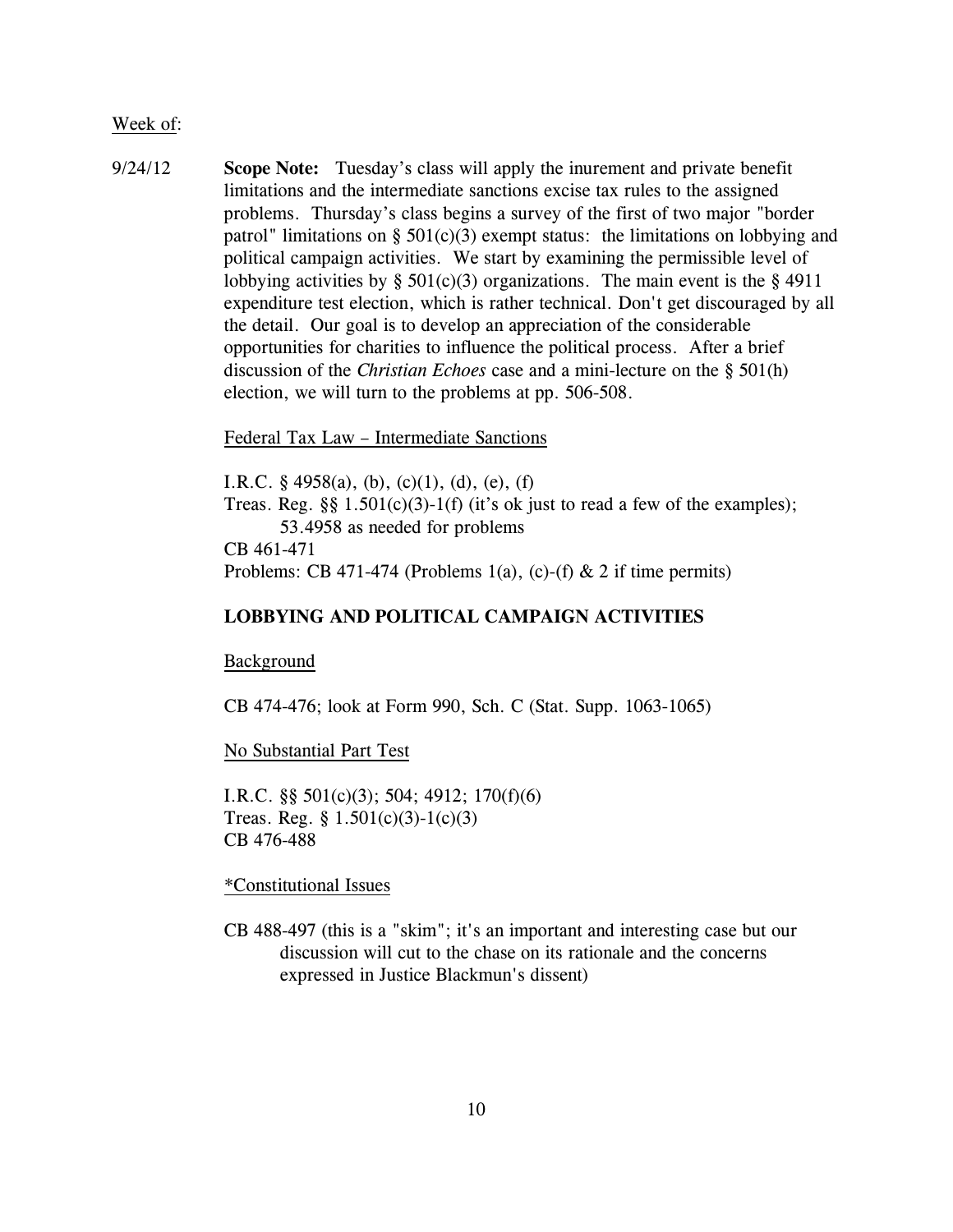Week of:

9/24/12 **Scope Note:** Tuesday's class will apply the inurement and private benefit limitations and the intermediate sanctions excise tax rules to the assigned problems. Thursday's class begins a survey of the first of two major "border patrol" limitations on § 501(c)(3) exempt status: the limitations on lobbying and political campaign activities. We start by examining the permissible level of lobbying activities by § 501(c)(3) organizations. The main event is the § 4911 expenditure test election, which is rather technical. Don't get discouraged by all the detail. Our goal is to develop an appreciation of the considerable opportunities for charities to influence the political process. After a brief discussion of the *Christian Echoes* case and a mini-lecture on the § 501(h) election, we will turn to the problems at pp. 506-508.

Federal Tax Law – Intermediate Sanctions

I.R.C. § 4958(a), (b), (c)(1), (d), (e), (f)
Treas. Reg. §§ 1.501(c)(3)-1(f) (it's ok just to read a few of the examples); 53.4958 as needed for problems
CB 461-471
Problems: CB 471-474 (Problems 1(a), (c)-(f) & 2 if time permits)

**LOBBYING AND POLITICAL CAMPAIGN ACTIVITIES**

Background

CB 474-476; look at Form 990, Sch. C (Stat. Supp. 1063-1065)

No Substantial Part Test

I.R.C. §§ 501(c)(3); 504; 4912; 170(f)(6)
Treas. Reg. § 1.501(c)(3)-1(c)(3)
CB 476-488

*Constitutional Issues

CB 488-497 (this is a "skim"; it's an important and interesting case but our discussion will cut to the chase on its rationale and the concerns expressed in Justice Blackmun's dissent)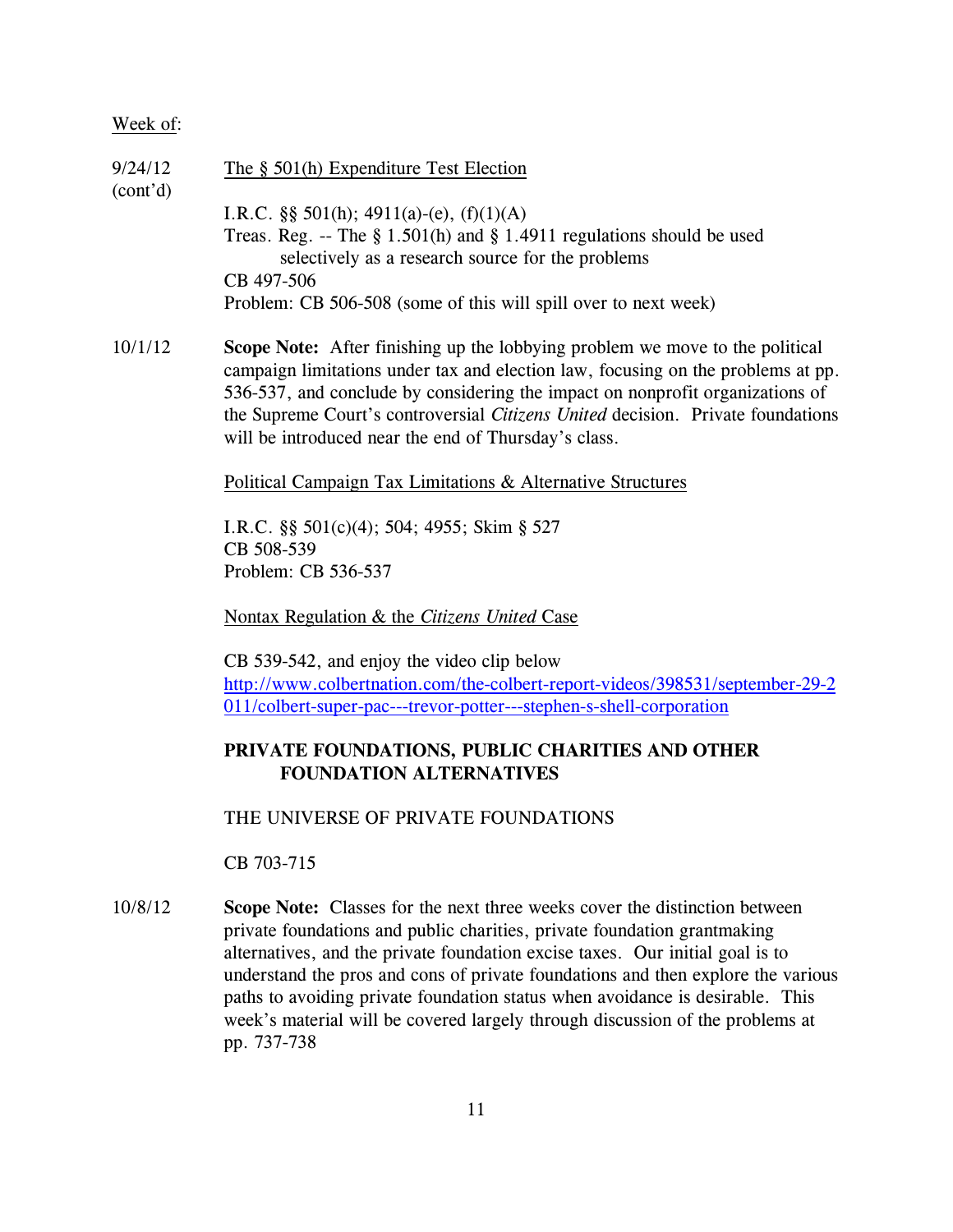Week of:

9/24/12 (cont'd)

The § 501(h) Expenditure Test Election

I.R.C. §§ 501(h); 4911(a)-(e), (f)(1)(A)
Treas. Reg. -- The § 1.501(h) and § 1.4911 regulations should be used selectively as a research source for the problems
CB 497-506
Problem: CB 506-508 (some of this will spill over to next week)

10/1/12

**Scope Note:** After finishing up the lobbying problem we move to the political campaign limitations under tax and election law, focusing on the problems at pp. 536-537, and conclude by considering the impact on nonprofit organizations of the Supreme Court's controversial *Citizens United* decision. Private foundations will be introduced near the end of Thursday's class.

Political Campaign Tax Limitations & Alternative Structures

I.R.C. §§ 501(c)(4); 504; 4955; Skim § 527
CB 508-539
Problem: CB 536-537

Nontax Regulation & the *Citizens United* Case

CB 539-542, and enjoy the video clip below
http://www.colbertnation.com/the-colbert-report-videos/398531/september-29-2011/colbert-super-pac---trevor-potter---stephen-s-shell-corporation

**PRIVATE FOUNDATIONS, PUBLIC CHARITIES AND OTHER FOUNDATION ALTERNATIVES**

THE UNIVERSE OF PRIVATE FOUNDATIONS

CB 703-715

10/8/12

**Scope Note:** Classes for the next three weeks cover the distinction between private foundations and public charities, private foundation grantmaking alternatives, and the private foundation excise taxes. Our initial goal is to understand the pros and cons of private foundations and then explore the various paths to avoiding private foundation status when avoidance is desirable. This week's material will be covered largely through discussion of the problems at pp. 737-738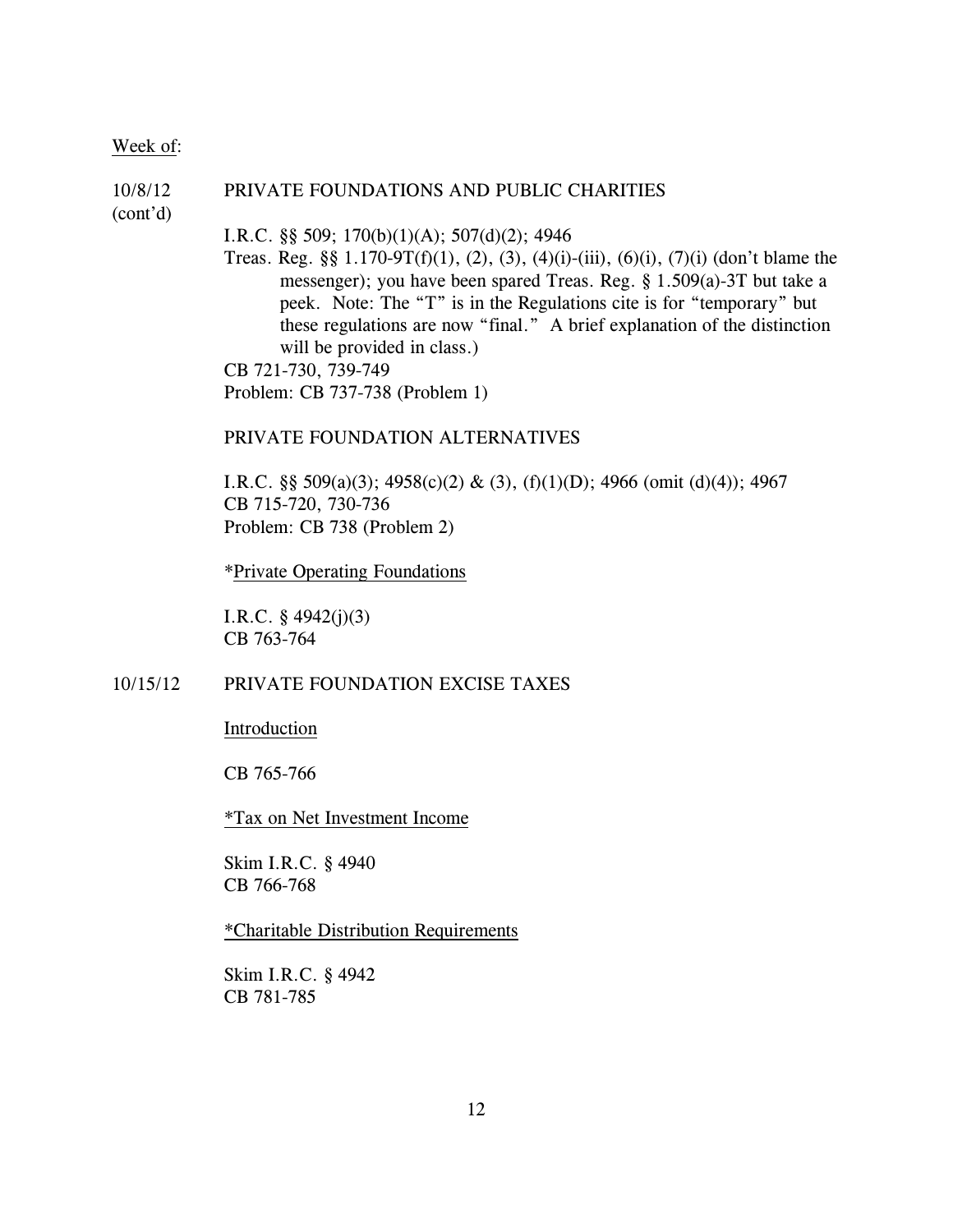Week of:

10/8/12 (cont'd) PRIVATE FOUNDATIONS AND PUBLIC CHARITIES

I.R.C. §§ 509; 170(b)(1)(A); 507(d)(2); 4946

Treas. Reg. §§ 1.170-9T(f)(1), (2), (3), (4)(i)-(iii), (6)(i), (7)(i) (don't blame the messenger); you have been spared Treas. Reg. § 1.509(a)-3T but take a peek. Note: The "T" is in the Regulations cite is for "temporary" but these regulations are now "final." A brief explanation of the distinction will be provided in class.)

CB 721-730, 739-749

Problem: CB 737-738 (Problem 1)

PRIVATE FOUNDATION ALTERNATIVES

I.R.C. §§ 509(a)(3); 4958(c)(2) & (3), (f)(1)(D); 4966 (omit (d)(4)); 4967

CB 715-720, 730-736

Problem: CB 738 (Problem 2)

*Private Operating Foundations

I.R.C. § 4942(j)(3)

CB 763-764

10/15/12 PRIVATE FOUNDATION EXCISE TAXES

Introduction

CB 765-766

*Tax on Net Investment Income

Skim I.R.C. § 4940

CB 766-768

*Charitable Distribution Requirements

Skim I.R.C. § 4942

CB 781-785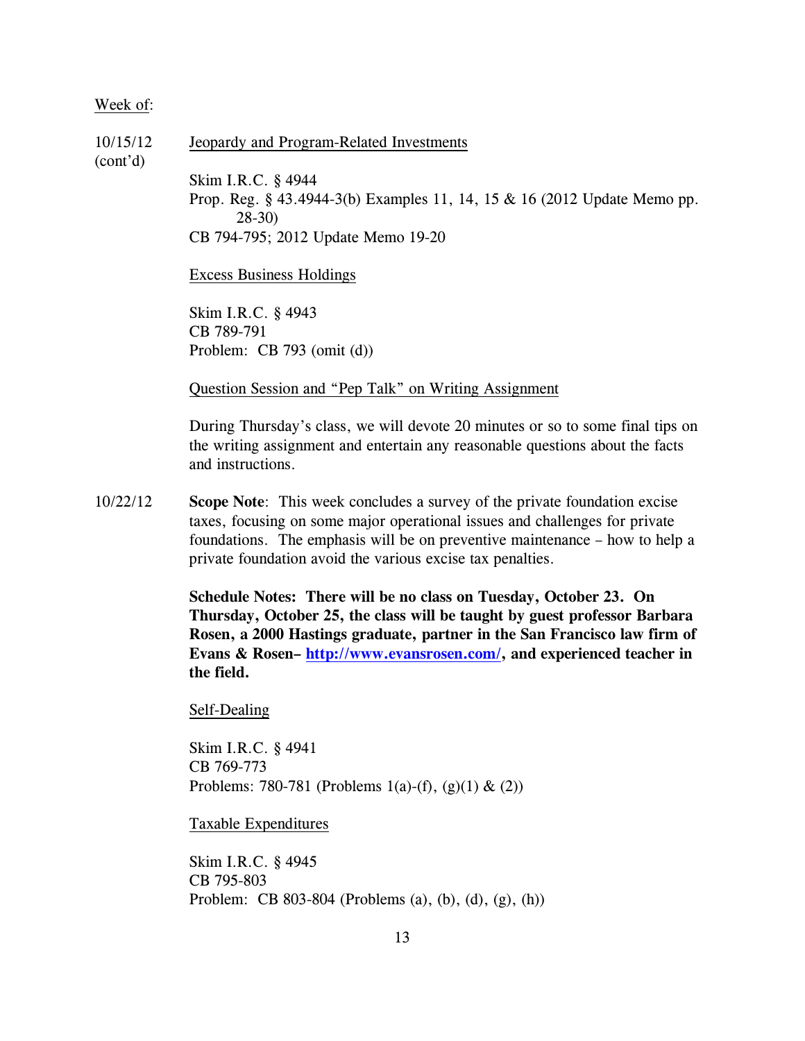Week of:

10/15/12 (cont'd)

Jeopardy and Program-Related Investments

Skim I.R.C. § 4944
Prop. Reg. § 43.4944-3(b) Examples 11, 14, 15 & 16 (2012 Update Memo pp. 28-30)
CB 794-795; 2012 Update Memo 19-20

Excess Business Holdings

Skim I.R.C. § 4943
CB 789-791
Problem: CB 793 (omit (d))

Question Session and "Pep Talk" on Writing Assignment

During Thursday's class, we will devote 20 minutes or so to some final tips on the writing assignment and entertain any reasonable questions about the facts and instructions.

10/22/12

**Scope Note**: This week concludes a survey of the private foundation excise taxes, focusing on some major operational issues and challenges for private foundations. The emphasis will be on preventive maintenance – how to help a private foundation avoid the various excise tax penalties.

**Schedule Notes: There will be no class on Tuesday, October 23. On Thursday, October 25, the class will be taught by guest professor Barbara Rosen, a 2000 Hastings graduate, partner in the San Francisco law firm of Evans & Rosen– [http://www.evansrosen.com/](http://www.evansrosen.com/), and experienced teacher in the field.**

Self-Dealing

Skim I.R.C. § 4941
CB 769-773
Problems: 780-781 (Problems 1(a)-(f), (g)(1) & (2))

Taxable Expenditures

Skim I.R.C. § 4945
CB 795-803
Problem: CB 803-804 (Problems (a), (b), (d), (g), (h))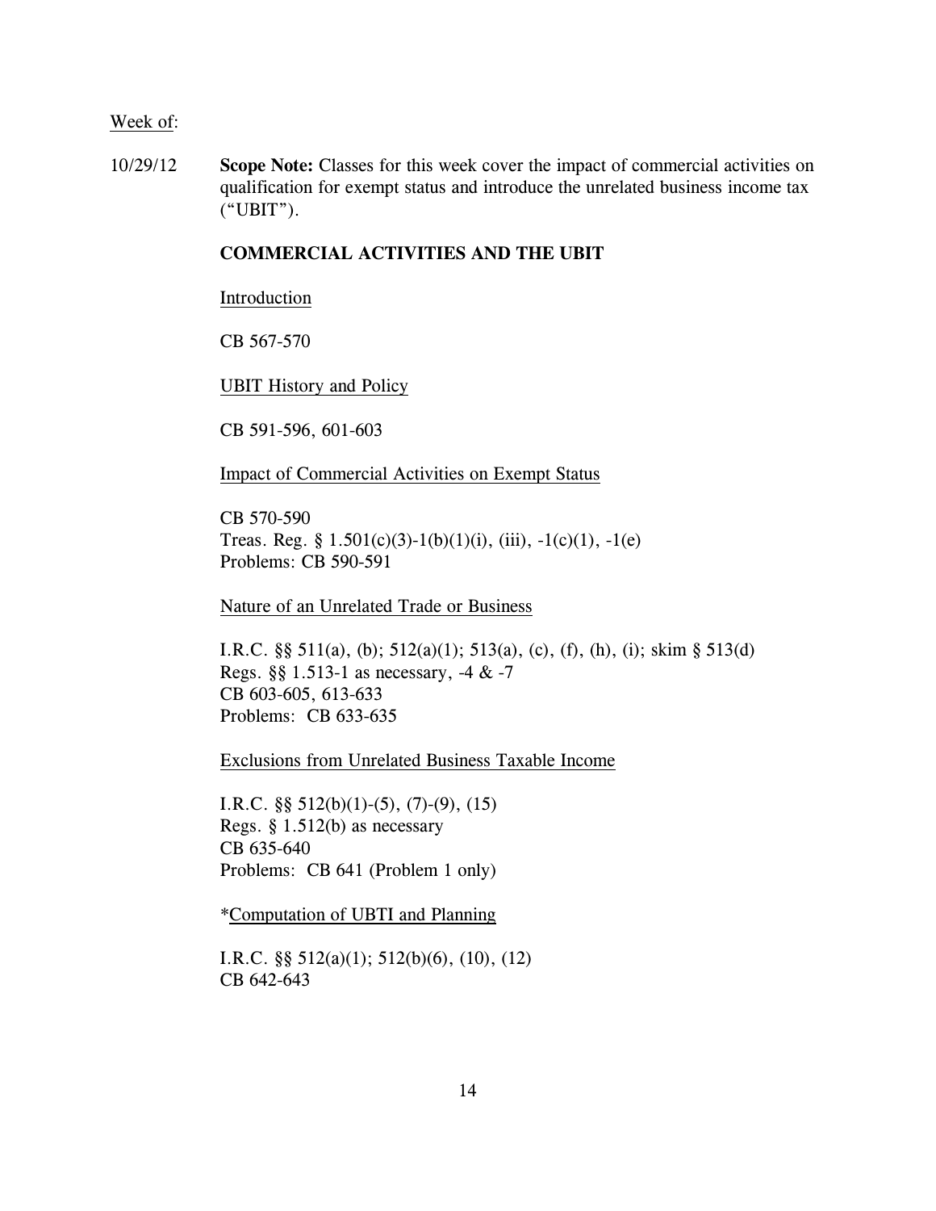<u>Week of</u>:

10/29/12 **Scope Note:** Classes for this week cover the impact of commercial activities on qualification for exempt status and introduce the unrelated business income tax ("UBIT").

**COMMERCIAL ACTIVITIES AND THE UBIT**

<u>Introduction</u>

CB 567-570

<u>UBIT History and Policy</u>

CB 591-596, 601-603

<u>Impact of Commercial Activities on Exempt Status</u>

CB 570-590
Treas. Reg. § 1.501(c)(3)-1(b)(1)(i), (iii), -1(c)(1), -1(e)
Problems: CB 590-591

<u>Nature of an Unrelated Trade or Business</u>

I.R.C. §§ 511(a), (b); 512(a)(1); 513(a), (c), (f), (h), (i); skim § 513(d)
Regs. §§ 1.513-1 as necessary, -4 & -7
CB 603-605, 613-633
Problems: CB 633-635

<u>Exclusions from Unrelated Business Taxable Income</u>

I.R.C. §§ 512(b)(1)-(5), (7)-(9), (15)
Regs. § 1.512(b) as necessary
CB 635-640
Problems: CB 641 (Problem 1 only)

*<u>Computation of UBTI and Planning</u>

I.R.C. §§ 512(a)(1); 512(b)(6), (10), (12)
CB 642-643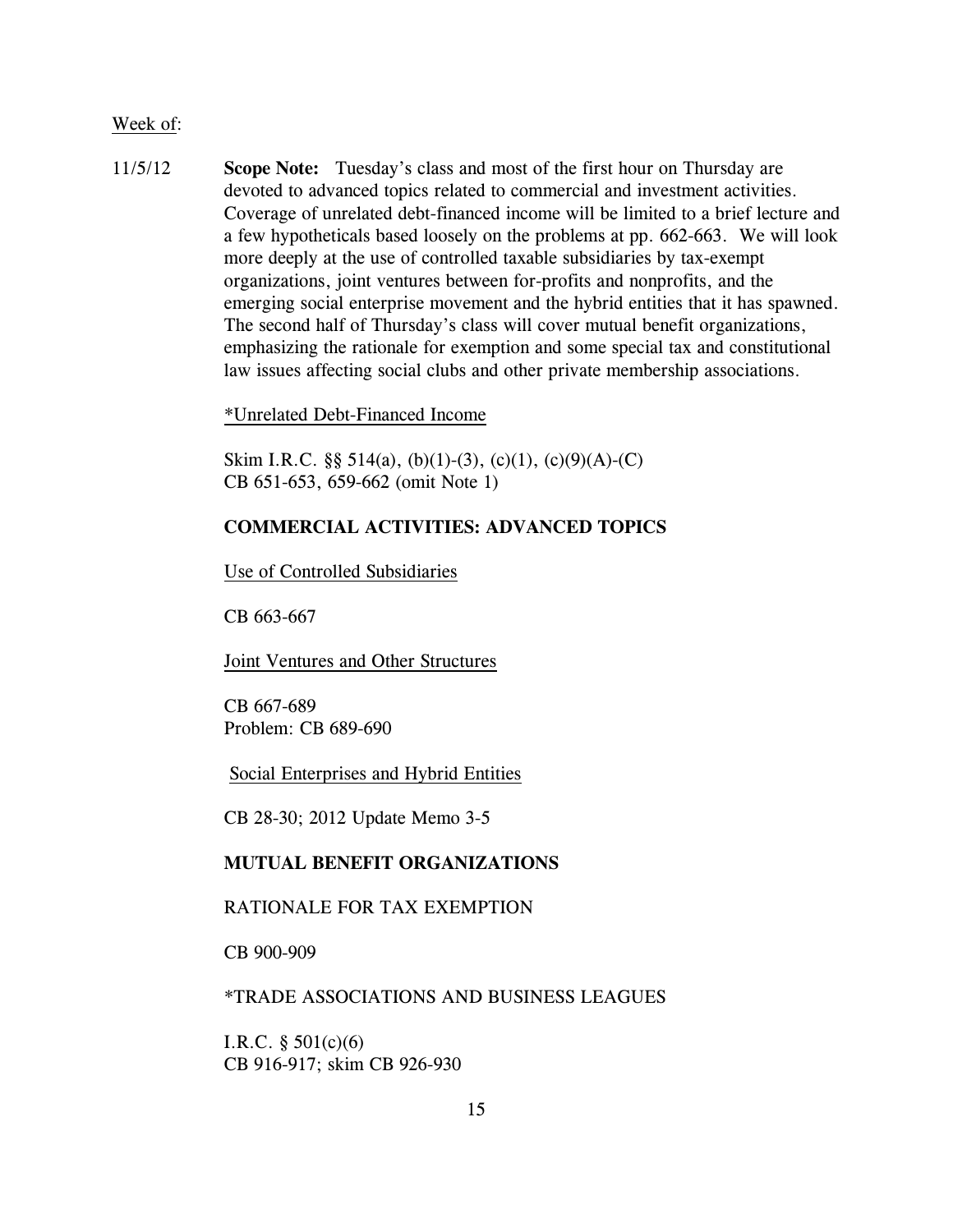Week of:

11/5/12 **Scope Note:** Tuesday's class and most of the first hour on Thursday are devoted to advanced topics related to commercial and investment activities. Coverage of unrelated debt-financed income will be limited to a brief lecture and a few hypotheticals based loosely on the problems at pp. 662-663. We will look more deeply at the use of controlled taxable subsidiaries by tax-exempt organizations, joint ventures between for-profits and nonprofits, and the emerging social enterprise movement and the hybrid entities that it has spawned. The second half of Thursday's class will cover mutual benefit organizations, emphasizing the rationale for exemption and some special tax and constitutional law issues affecting social clubs and other private membership associations.

*Unrelated Debt-Financed Income

Skim I.R.C. §§ 514(a), (b)(1)-(3), (c)(1), (c)(9)(A)-(C)
CB 651-653, 659-662 (omit Note 1)

**COMMERCIAL ACTIVITIES: ADVANCED TOPICS**

Use of Controlled Subsidiaries

CB 663-667

Joint Ventures and Other Structures

CB 667-689
Problem: CB 689-690

Social Enterprises and Hybrid Entities

CB 28-30; 2012 Update Memo 3-5

**MUTUAL BENEFIT ORGANIZATIONS**

RATIONALE FOR TAX EXEMPTION

CB 900-909

*TRADE ASSOCIATIONS AND BUSINESS LEAGUES

I.R.C. § 501(c)(6)
CB 916-917; skim CB 926-930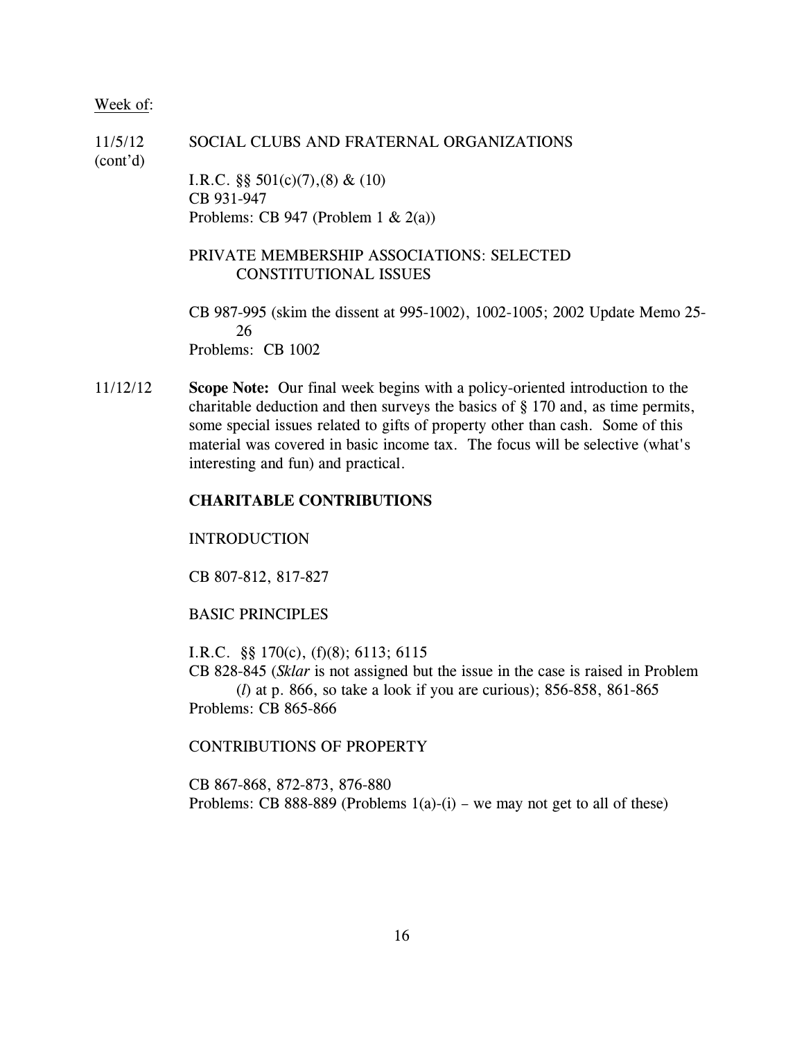Week of:

11/5/12 (cont'd)

SOCIAL CLUBS AND FRATERNAL ORGANIZATIONS

I.R.C. §§ 501(c)(7),(8) & (10)
CB 931-947
Problems: CB 947 (Problem 1 & 2(a))

PRIVATE MEMBERSHIP ASSOCIATIONS: SELECTED CONSTITUTIONAL ISSUES

CB 987-995 (skim the dissent at 995-1002), 1002-1005; 2002 Update Memo 25-26
Problems: CB 1002

11/12/12

**Scope Note:** Our final week begins with a policy-oriented introduction to the charitable deduction and then surveys the basics of § 170 and, as time permits, some special issues related to gifts of property other than cash. Some of this material was covered in basic income tax. The focus will be selective (what's interesting and fun) and practical.

**CHARITABLE CONTRIBUTIONS**

INTRODUCTION

CB 807-812, 817-827

BASIC PRINCIPLES

I.R.C. §§ 170(c), (f)(8); 6113; 6115
CB 828-845 (*Sklar* is not assigned but the issue in the case is raised in Problem (*l*) at p. 866, so take a look if you are curious); 856-858, 861-865
Problems: CB 865-866

CONTRIBUTIONS OF PROPERTY

CB 867-868, 872-873, 876-880
Problems: CB 888-889 (Problems 1(a)-(i) – we may not get to all of these)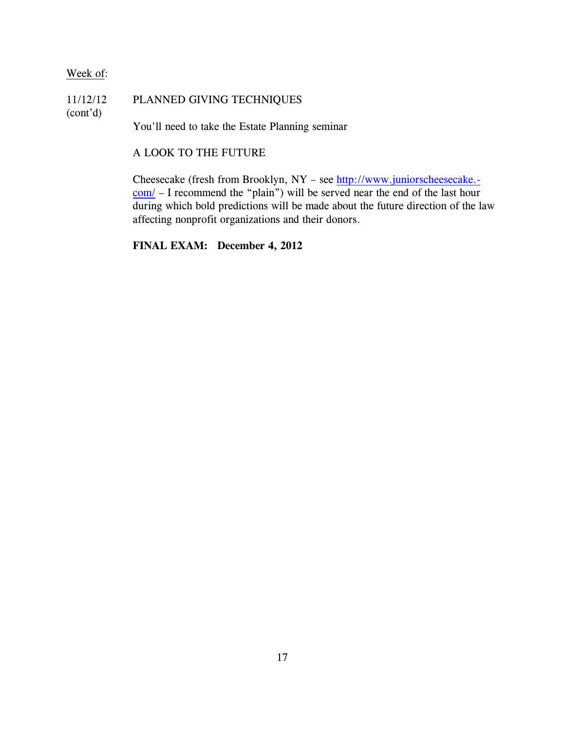Week of:

11/12/12 (cont'd)

PLANNED GIVING TECHNIQUES

You'll need to take the Estate Planning seminar

A LOOK TO THE FUTURE

Cheesecake (fresh from Brooklyn, NY – see http://www.juniorscheesecake.com/ – I recommend the "plain") will be served near the end of the last hour during which bold predictions will be made about the future direction of the law affecting nonprofit organizations and their donors.

**FINAL EXAM: December 4, 2012**